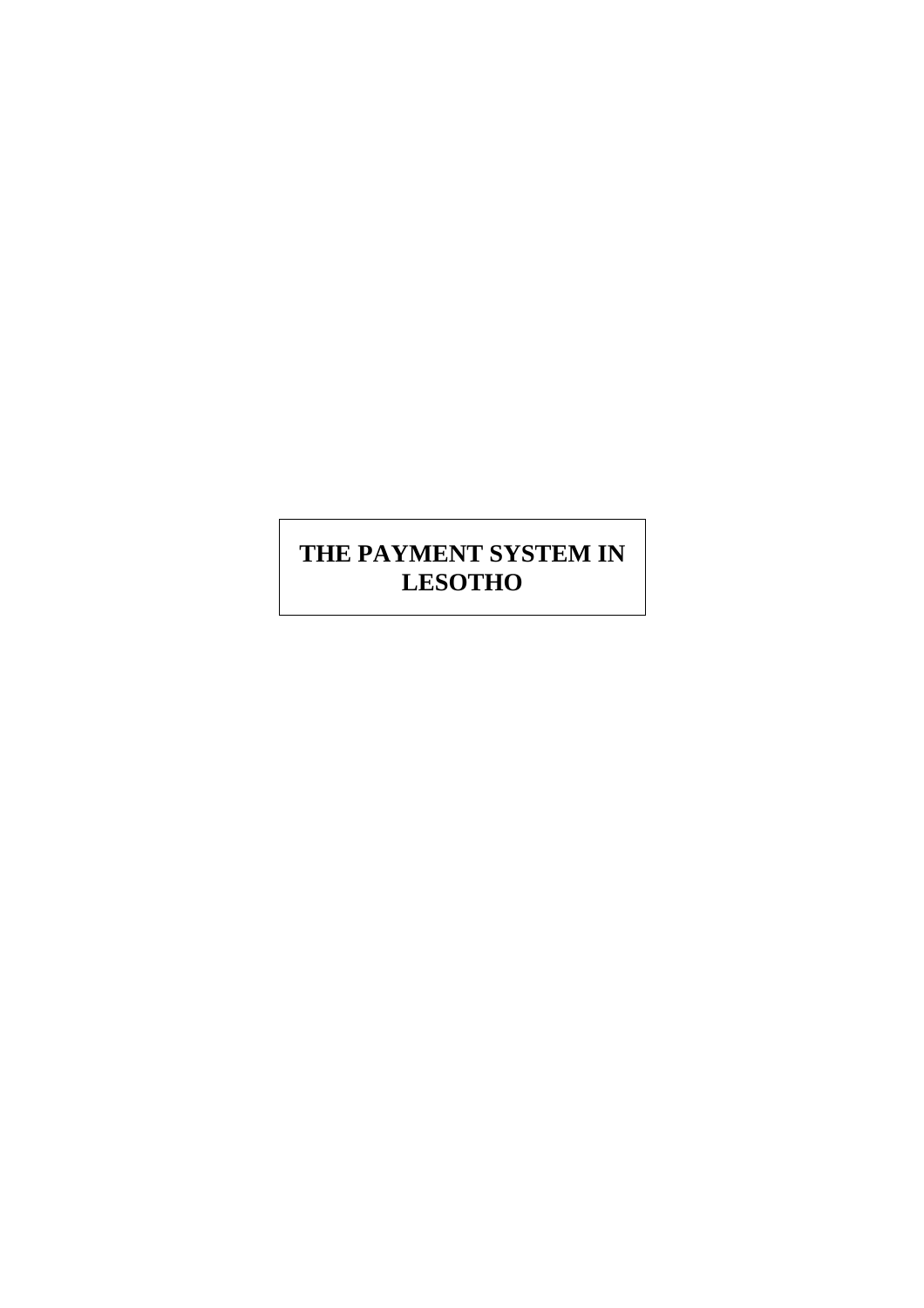# THE PAYMENT SYSTEM IN LESOTHO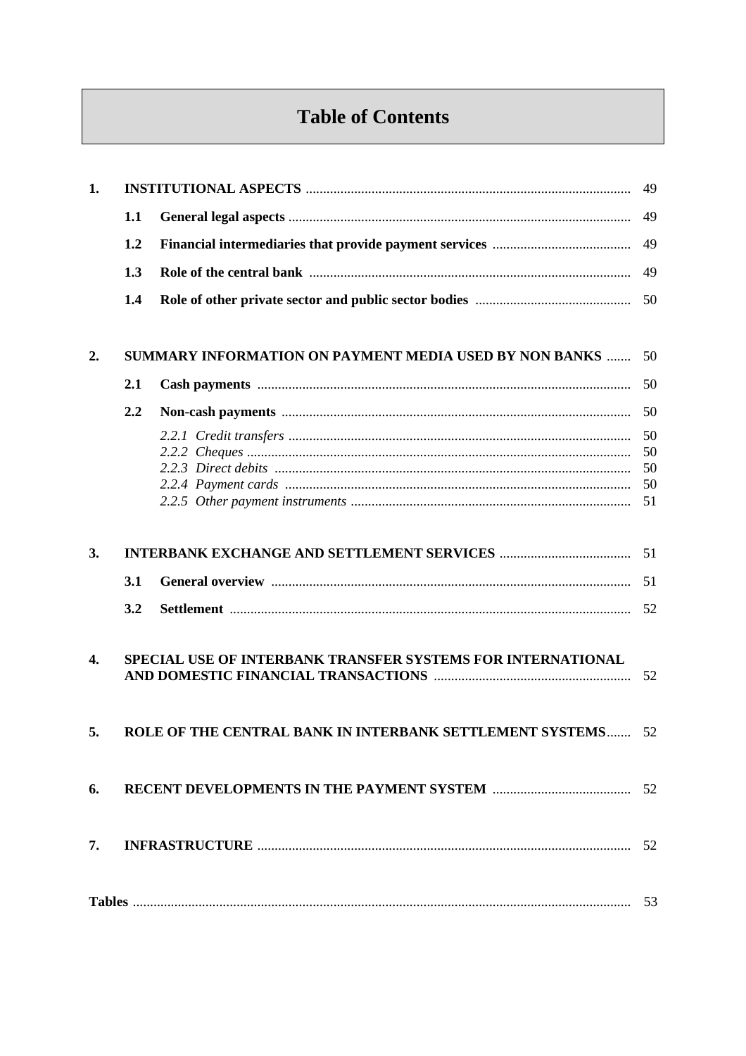# Table of Contents

| | | | |
|---|---|---|---|
| **1.** | **INSTITUTIONAL ASPECTS** | | 49 |
| | **1.1** | **General legal aspects** | 49 |
| | **1.2** | **Financial intermediaries that provide payment services** | 49 |
| | **1.3** | **Role of the central bank** | 49 |
| | **1.4** | **Role of other private sector and public sector bodies** | 50 |
| **2.** | **SUMMARY INFORMATION ON PAYMENT MEDIA USED BY NON BANKS** | | 50 |
| | **2.1** | **Cash payments** | 50 |
| | **2.2** | **Non-cash payments** | 50 |
| | | *2.2.1 Credit transfers* | 50 |
| | | *2.2.2 Cheques* | 50 |
| | | *2.2.3 Direct debits* | 50 |
| | | *2.2.4 Payment cards* | 50 |
| | | *2.2.5 Other payment instruments* | 51 |
| **3.** | **INTERBANK EXCHANGE AND SETTLEMENT SERVICES** | | 51 |
| | **3.1** | **General overview** | 51 |
| | **3.2** | **Settlement** | 52 |
| **4.** | **SPECIAL USE OF INTERBANK TRANSFER SYSTEMS FOR INTERNATIONAL AND DOMESTIC FINANCIAL TRANSACTIONS** | | 52 |
| **5.** | **ROLE OF THE CENTRAL BANK IN INTERBANK SETTLEMENT SYSTEMS** | | 52 |
| **6.** | **RECENT DEVELOPMENTS IN THE PAYMENT SYSTEM** | | 52 |
| **7.** | **INFRASTRUCTURE** | | 52 |
| **Tables** | | | 53 |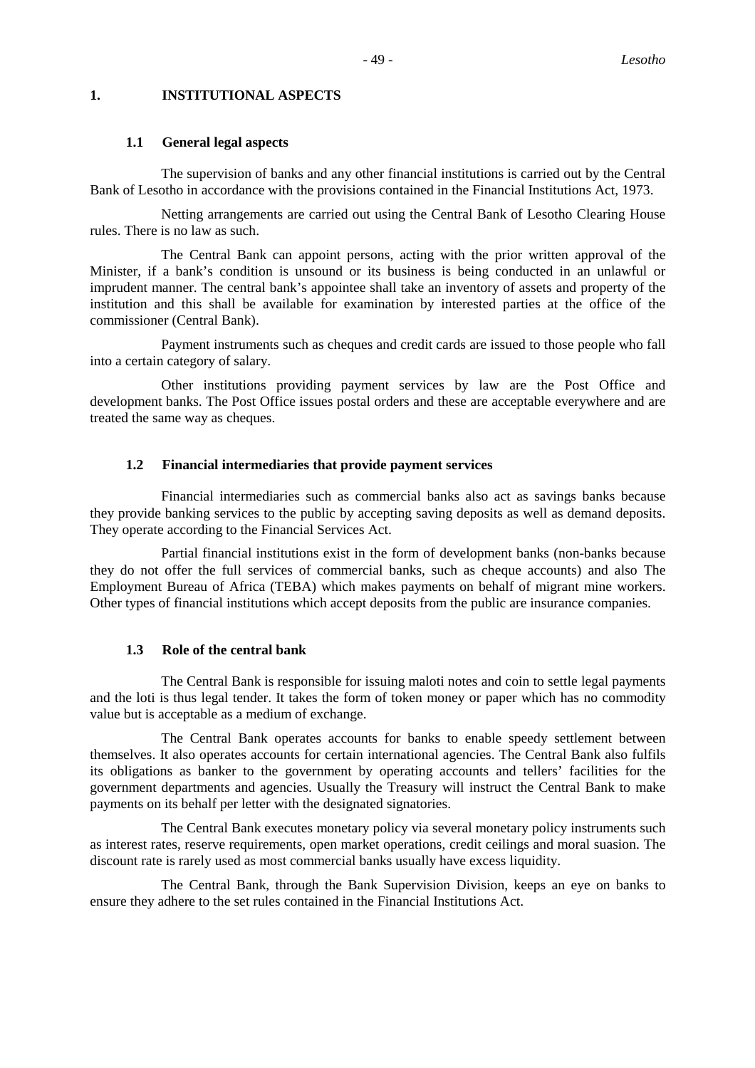# 1. INSTITUTIONAL ASPECTS

## 1.1 General legal aspects

The supervision of banks and any other financial institutions is carried out by the Central Bank of Lesotho in accordance with the provisions contained in the Financial Institutions Act, 1973.

Netting arrangements are carried out using the Central Bank of Lesotho Clearing House rules. There is no law as such.

The Central Bank can appoint persons, acting with the prior written approval of the Minister, if a bank's condition is unsound or its business is being conducted in an unlawful or imprudent manner. The central bank's appointee shall take an inventory of assets and property of the institution and this shall be available for examination by interested parties at the office of the commissioner (Central Bank).

Payment instruments such as cheques and credit cards are issued to those people who fall into a certain category of salary.

Other institutions providing payment services by law are the Post Office and development banks. The Post Office issues postal orders and these are acceptable everywhere and are treated the same way as cheques.

## 1.2 Financial intermediaries that provide payment services

Financial intermediaries such as commercial banks also act as savings banks because they provide banking services to the public by accepting saving deposits as well as demand deposits. They operate according to the Financial Services Act.

Partial financial institutions exist in the form of development banks (non-banks because they do not offer the full services of commercial banks, such as cheque accounts) and also The Employment Bureau of Africa (TEBA) which makes payments on behalf of migrant mine workers. Other types of financial institutions which accept deposits from the public are insurance companies.

## 1.3 Role of the central bank

The Central Bank is responsible for issuing maloti notes and coin to settle legal payments and the loti is thus legal tender. It takes the form of token money or paper which has no commodity value but is acceptable as a medium of exchange.

The Central Bank operates accounts for banks to enable speedy settlement between themselves. It also operates accounts for certain international agencies. The Central Bank also fulfils its obligations as banker to the government by operating accounts and tellers' facilities for the government departments and agencies. Usually the Treasury will instruct the Central Bank to make payments on its behalf per letter with the designated signatories.

The Central Bank executes monetary policy via several monetary policy instruments such as interest rates, reserve requirements, open market operations, credit ceilings and moral suasion. The discount rate is rarely used as most commercial banks usually have excess liquidity.

The Central Bank, through the Bank Supervision Division, keeps an eye on banks to ensure they adhere to the set rules contained in the Financial Institutions Act.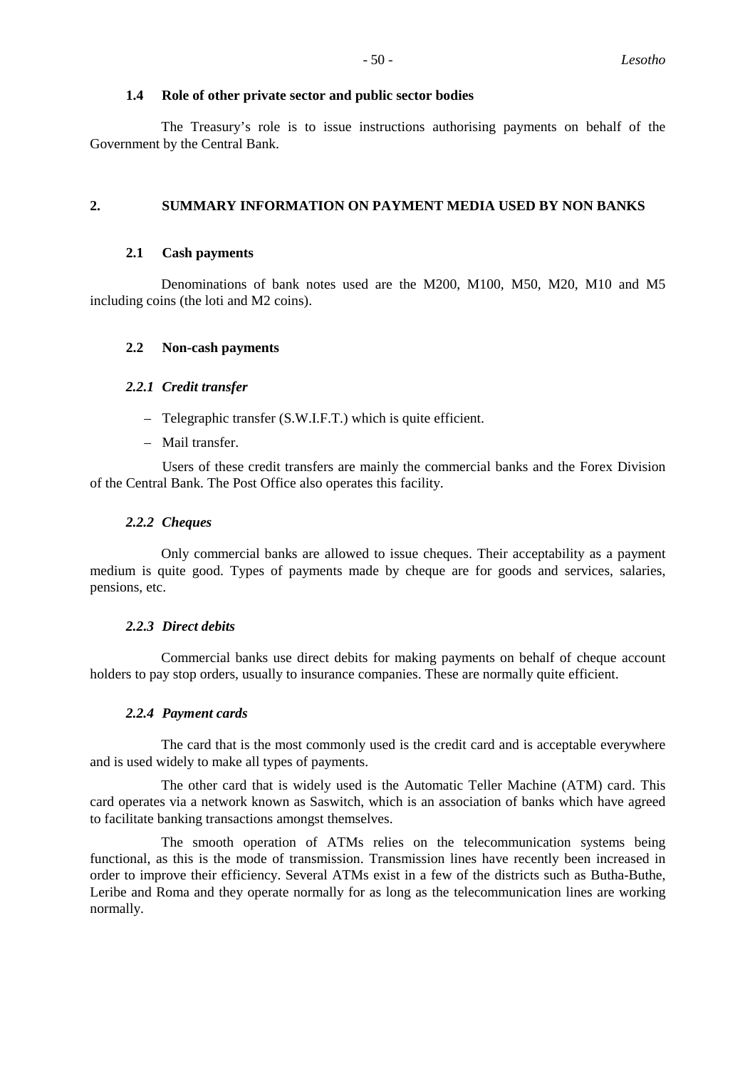### 1.4 Role of other private sector and public sector bodies

The Treasury's role is to issue instructions authorising payments on behalf of the Government by the Central Bank.

## 2. SUMMARY INFORMATION ON PAYMENT MEDIA USED BY NON BANKS

### 2.1 Cash payments

Denominations of bank notes used are the M200, M100, M50, M20, M10 and M5 including coins (the loti and M2 coins).

### 2.2 Non-cash payments

#### *2.2.1 Credit transfer*

- Telegraphic transfer (S.W.I.F.T.) which is quite efficient.
- Mail transfer.

Users of these credit transfers are mainly the commercial banks and the Forex Division of the Central Bank. The Post Office also operates this facility.

#### *2.2.2 Cheques*

Only commercial banks are allowed to issue cheques. Their acceptability as a payment medium is quite good. Types of payments made by cheque are for goods and services, salaries, pensions, etc.

#### *2.2.3 Direct debits*

Commercial banks use direct debits for making payments on behalf of cheque account holders to pay stop orders, usually to insurance companies. These are normally quite efficient.

#### *2.2.4 Payment cards*

The card that is the most commonly used is the credit card and is acceptable everywhere and is used widely to make all types of payments.

The other card that is widely used is the Automatic Teller Machine (ATM) card. This card operates via a network known as Saswitch, which is an association of banks which have agreed to facilitate banking transactions amongst themselves.

The smooth operation of ATMs relies on the telecommunication systems being functional, as this is the mode of transmission. Transmission lines have recently been increased in order to improve their efficiency. Several ATMs exist in a few of the districts such as Butha-Buthe, Leribe and Roma and they operate normally for as long as the telecommunication lines are working normally.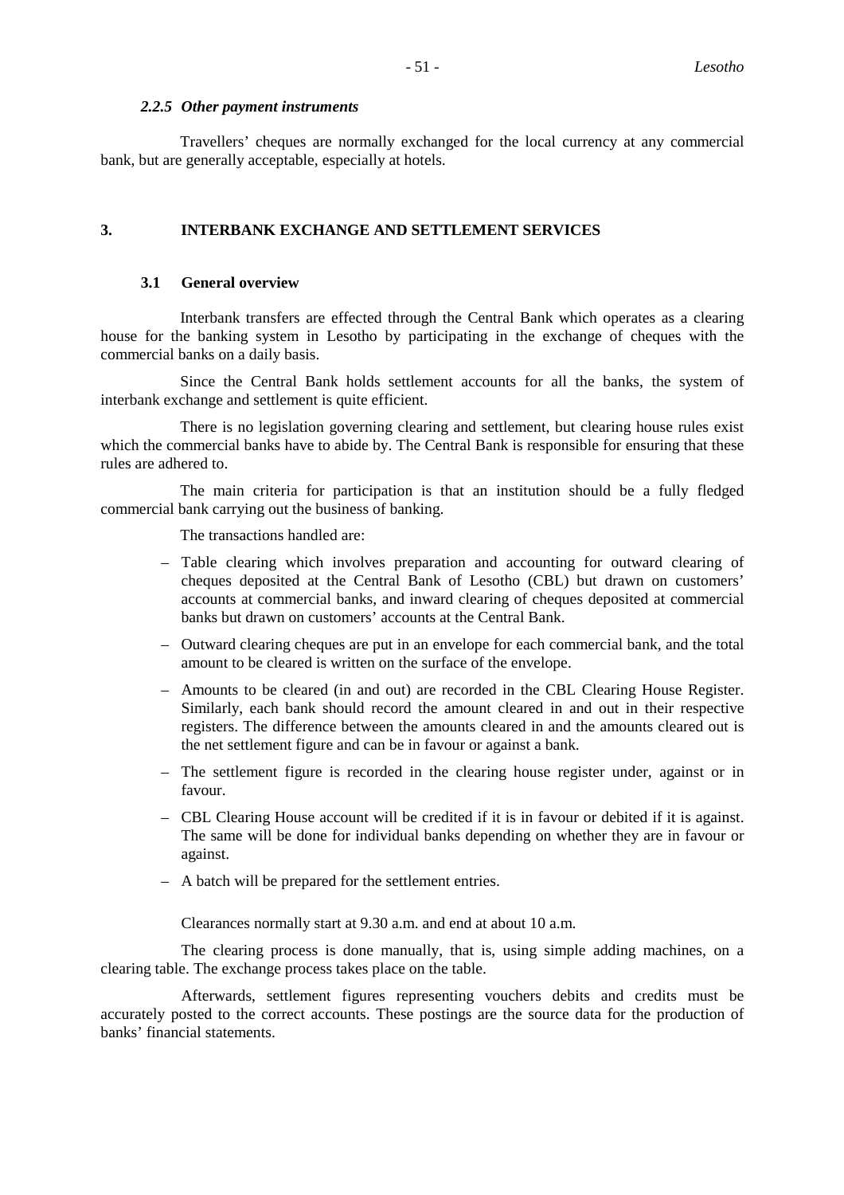#### *2.2.5 Other payment instruments*

Travellers' cheques are normally exchanged for the local currency at any commercial bank, but are generally acceptable, especially at hotels.

## 3. INTERBANK EXCHANGE AND SETTLEMENT SERVICES

### 3.1 General overview

Interbank transfers are effected through the Central Bank which operates as a clearing house for the banking system in Lesotho by participating in the exchange of cheques with the commercial banks on a daily basis.

Since the Central Bank holds settlement accounts for all the banks, the system of interbank exchange and settlement is quite efficient.

There is no legislation governing clearing and settlement, but clearing house rules exist which the commercial banks have to abide by. The Central Bank is responsible for ensuring that these rules are adhered to.

The main criteria for participation is that an institution should be a fully fledged commercial bank carrying out the business of banking.

The transactions handled are:

- Table clearing which involves preparation and accounting for outward clearing of cheques deposited at the Central Bank of Lesotho (CBL) but drawn on customers' accounts at commercial banks, and inward clearing of cheques deposited at commercial banks but drawn on customers' accounts at the Central Bank.
- Outward clearing cheques are put in an envelope for each commercial bank, and the total amount to be cleared is written on the surface of the envelope.
- Amounts to be cleared (in and out) are recorded in the CBL Clearing House Register. Similarly, each bank should record the amount cleared in and out in their respective registers. The difference between the amounts cleared in and the amounts cleared out is the net settlement figure and can be in favour or against a bank.
- The settlement figure is recorded in the clearing house register under, against or in favour.
- CBL Clearing House account will be credited if it is in favour or debited if it is against. The same will be done for individual banks depending on whether they are in favour or against.
- A batch will be prepared for the settlement entries.

Clearances normally start at 9.30 a.m. and end at about 10 a.m.

The clearing process is done manually, that is, using simple adding machines, on a clearing table. The exchange process takes place on the table.

Afterwards, settlement figures representing vouchers debits and credits must be accurately posted to the correct accounts. These postings are the source data for the production of banks' financial statements.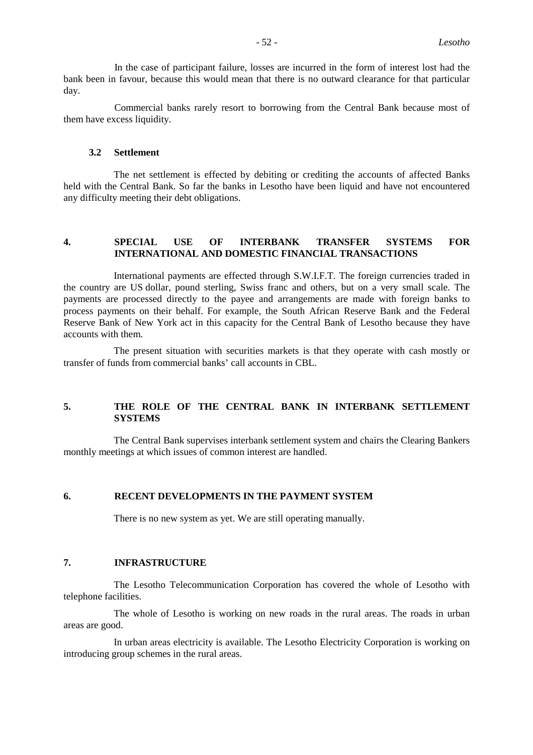In the case of participant failure, losses are incurred in the form of interest lost had the bank been in favour, because this would mean that there is no outward clearance for that particular day.

Commercial banks rarely resort to borrowing from the Central Bank because most of them have excess liquidity.

### 3.2 Settlement

The net settlement is effected by debiting or crediting the accounts of affected Banks held with the Central Bank. So far the banks in Lesotho have been liquid and have not encountered any difficulty meeting their debt obligations.

## 4. SPECIAL USE OF INTERBANK TRANSFER SYSTEMS FOR INTERNATIONAL AND DOMESTIC FINANCIAL TRANSACTIONS

International payments are effected through S.W.I.F.T. The foreign currencies traded in the country are US dollar, pound sterling, Swiss franc and others, but on a very small scale. The payments are processed directly to the payee and arrangements are made with foreign banks to process payments on their behalf. For example, the South African Reserve Bank and the Federal Reserve Bank of New York act in this capacity for the Central Bank of Lesotho because they have accounts with them.

The present situation with securities markets is that they operate with cash mostly or transfer of funds from commercial banks' call accounts in CBL.

## 5. THE ROLE OF THE CENTRAL BANK IN INTERBANK SETTLEMENT SYSTEMS

The Central Bank supervises interbank settlement system and chairs the Clearing Bankers monthly meetings at which issues of common interest are handled.

## 6. RECENT DEVELOPMENTS IN THE PAYMENT SYSTEM

There is no new system as yet. We are still operating manually.

## 7. INFRASTRUCTURE

The Lesotho Telecommunication Corporation has covered the whole of Lesotho with telephone facilities.

The whole of Lesotho is working on new roads in the rural areas. The roads in urban areas are good.

In urban areas electricity is available. The Lesotho Electricity Corporation is working on introducing group schemes in the rural areas.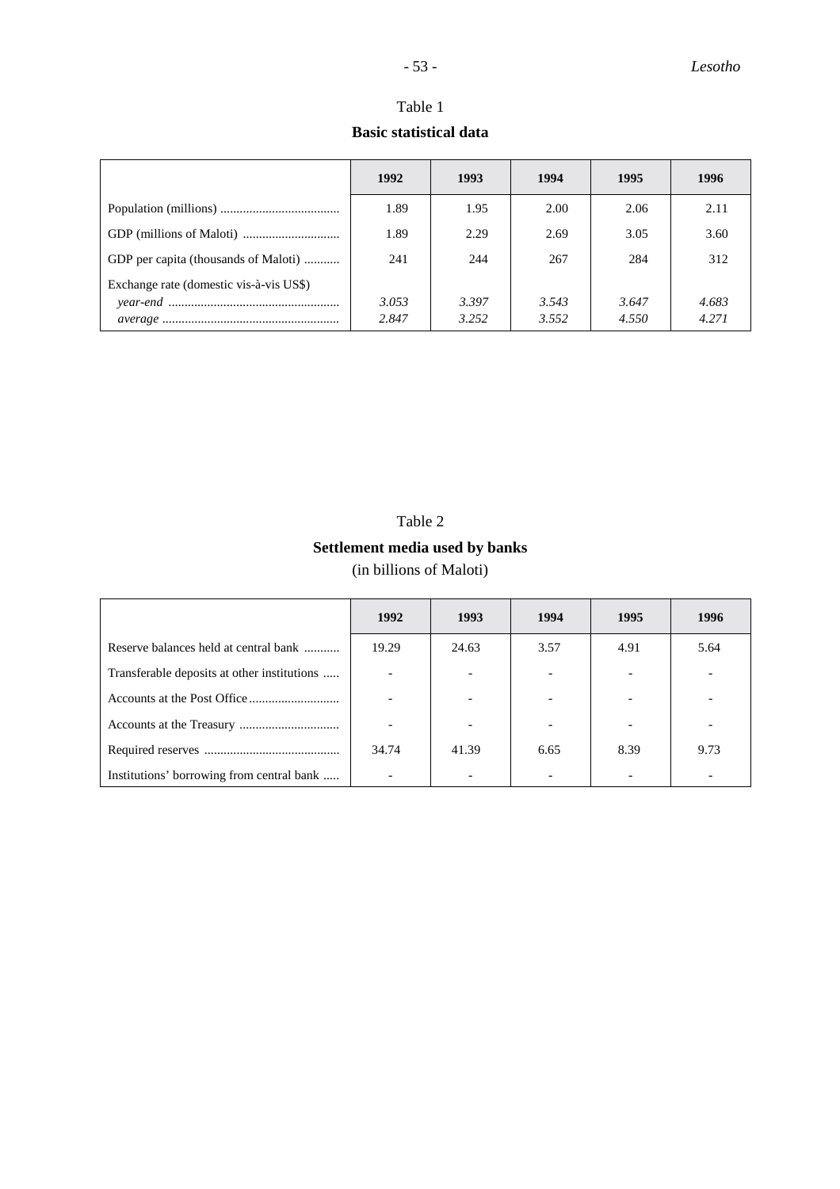Table 1

**Basic statistical data**

| | **1992** | **1993** | **1994** | **1995** | **1996** |
|---|---|---|---|---|---|
| Population (millions) | 1.89 | 1.95 | 2.00 | 2.06 | 2.11 |
| GDP (millions of Maloti) | 1.89 | 2.29 | 2.69 | 3.05 | 3.60 |
| GDP per capita (thousands of Maloti) | 241 | 244 | 267 | 284 | 312 |
| Exchange rate (domestic vis-à-vis US$) | | | | | |
| *year-end* | *3.053* | *3.397* | *3.543* | *3.647* | *4.683* |
| *average* | *2.847* | *3.252* | *3.552* | *4.550* | *4.271* |

Table 2

**Settlement media used by banks**

(in billions of Maloti)

| | **1992** | **1993** | **1994** | **1995** | **1996** |
|---|---|---|---|---|---|
| Reserve balances held at central bank | 19.29 | 24.63 | 3.57 | 4.91 | 5.64 |
| Transferable deposits at other institutions | - | - | - | - | - |
| Accounts at the Post Office | - | - | - | - | - |
| Accounts at the Treasury | - | - | - | - | - |
| Required reserves | 34.74 | 41.39 | 6.65 | 8.39 | 9.73 |
| Institutions' borrowing from central bank | - | - | - | - | - |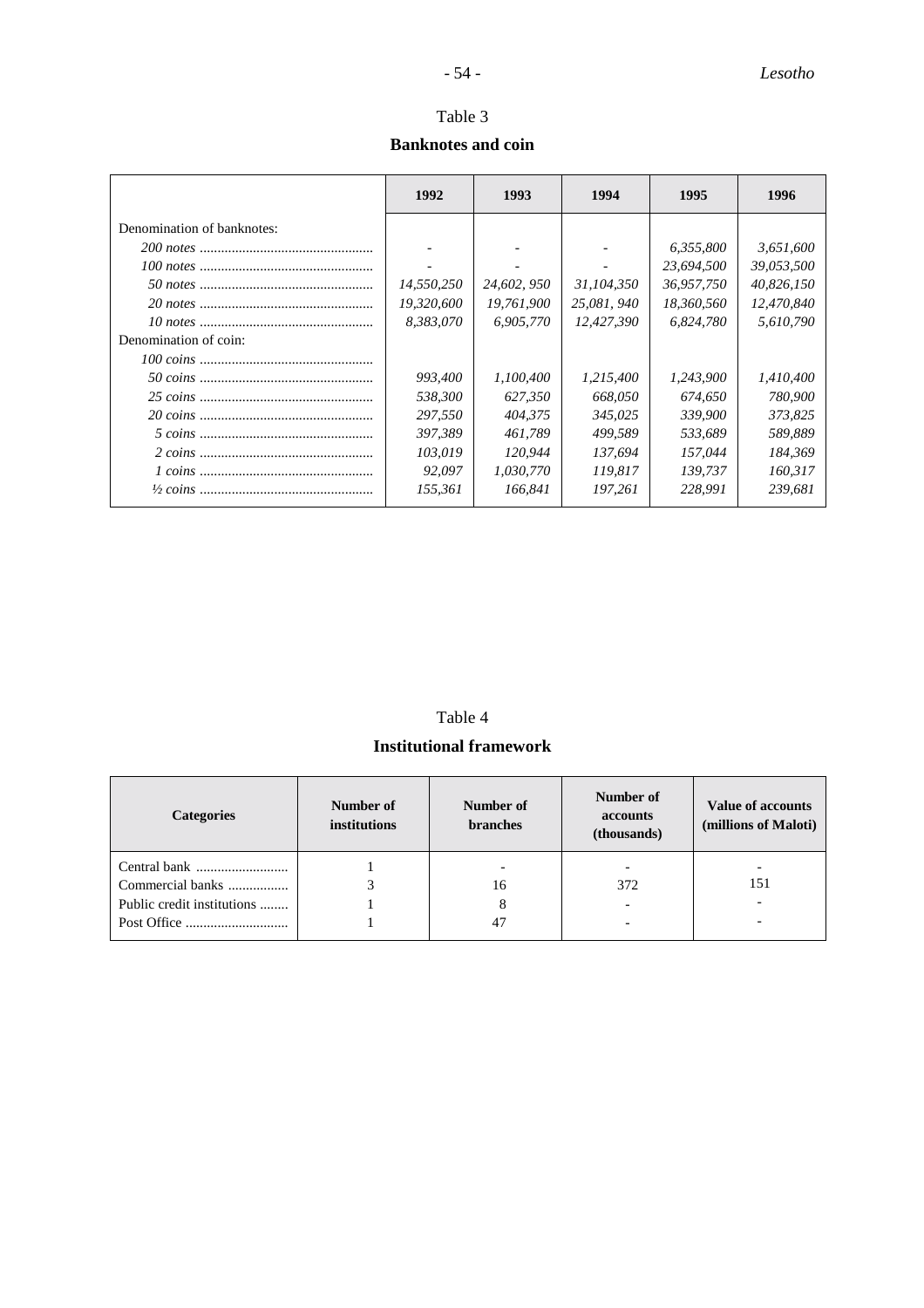Table 3

**Banknotes and coin**

| | 1992 | 1993 | 1994 | 1995 | 1996 |
|---|---|---|---|---|---|
| Denomination of banknotes: | | | | | |
| *200 notes* | - | - | - | *6,355,800* | *3,651,600* |
| *100 notes* | - | - | - | *23,694,500* | *39,053,500* |
| *50 notes* | *14,550,250* | *24,602, 950* | *31,104,350* | *36,957,750* | *40,826,150* |
| *20 notes* | *19,320,600* | *19,761,900* | *25,081, 940* | *18,360,560* | *12,470,840* |
| *10 notes* | *8,383,070* | *6,905,770* | *12,427,390* | *6,824,780* | *5,610,790* |
| Denomination of coin: | | | | | |
| *100 coins* | | | | | |
| *50 coins* | *993,400* | *1,100,400* | *1,215,400* | *1,243,900* | *1,410,400* |
| *25 coins* | *538,300* | *627,350* | *668,050* | *674,650* | *780,900* |
| *20 coins* | *297,550* | *404,375* | *345,025* | *339,900* | *373,825* |
| *5 coins* | *397,389* | *461,789* | *499,589* | *533,689* | *589,889* |
| *2 coins* | *103,019* | *120,944* | *137,694* | *157,044* | *184,369* |
| *1 coins* | *92,097* | *1,030,770* | *119,817* | *139,737* | *160,317* |
| *½ coins* | *155,361* | *166,841* | *197,261* | *228,991* | *239,681* |

Table 4

**Institutional framework**

| Categories | Number of institutions | Number of branches | Number of accounts (thousands) | Value of accounts (millions of Maloti) |
|---|---|---|---|---|
| Central bank | 1 | - | - | - |
| Commercial banks | 3 | 16 | 372 | 151 |
| Public credit institutions | 1 | 8 | - | - |
| Post Office | 1 | 47 | - | - |